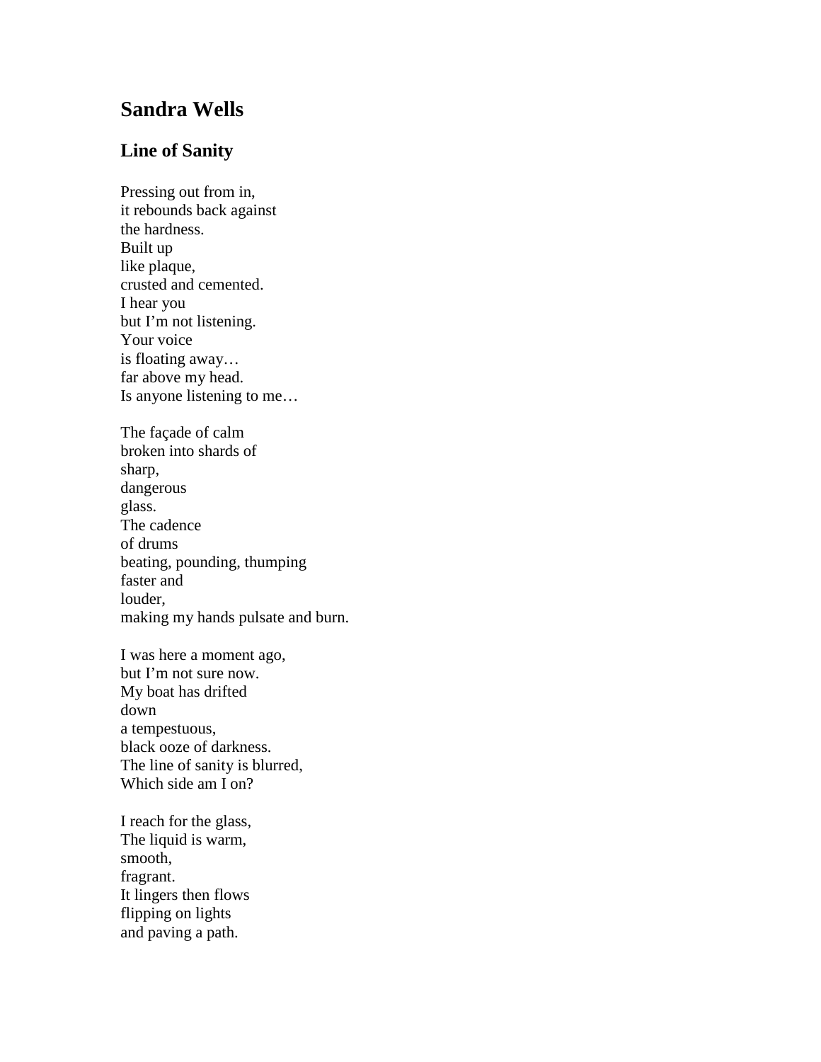## Sandra Wells

### Line of Sanity

Pressing out from in,  
it rebounds back against  
the hardness.  
Built up  
like plaque,  
crusted and cemented.  
I hear you  
but I'm not listening.  
Your voice  
is floating away…  
far above my head.  
Is anyone listening to me…

The façade of calm  
broken into shards of  
sharp,  
dangerous  
glass.  
The cadence  
of drums  
beating, pounding, thumping  
faster and  
louder,  
making my hands pulsate and burn.

I was here a moment ago,  
but I'm not sure now.  
My boat has drifted  
down  
a tempestuous,  
black ooze of darkness.  
The line of sanity is blurred,  
Which side am I on?

I reach for the glass,  
The liquid is warm,  
smooth,  
fragrant.  
It lingers then flows  
flipping on lights  
and paving a path.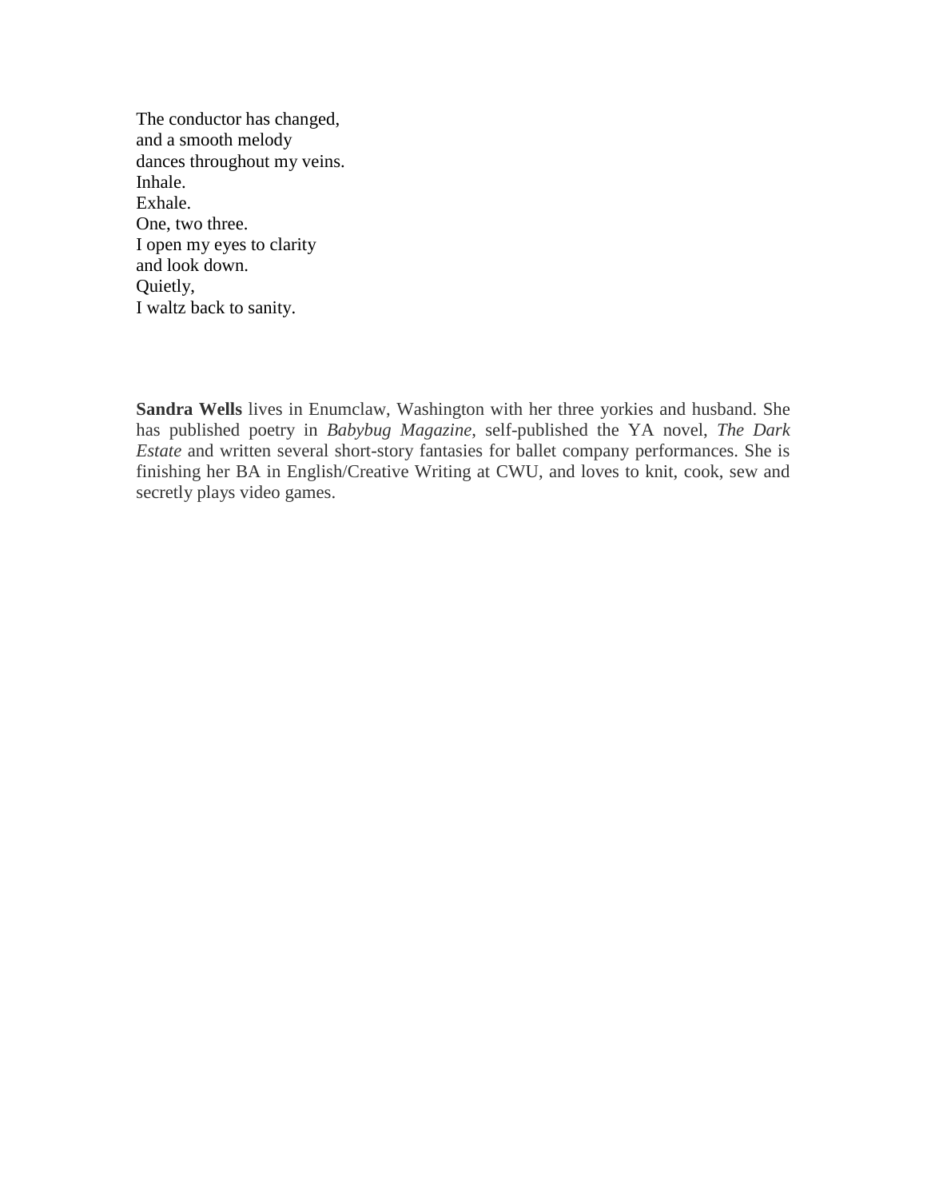The conductor has changed,  
and a smooth melody  
dances throughout my veins.  
Inhale.  
Exhale.  
One, two three.  
I open my eyes to clarity  
and look down.  
Quietly,  
I waltz back to sanity.

**Sandra Wells** lives in Enumclaw, Washington with her three yorkies and husband. She has published poetry in *Babybug Magazine*, self-published the YA novel, *The Dark Estate* and written several short-story fantasies for ballet company performances. She is finishing her BA in English/Creative Writing at CWU, and loves to knit, cook, sew and secretly plays video games.